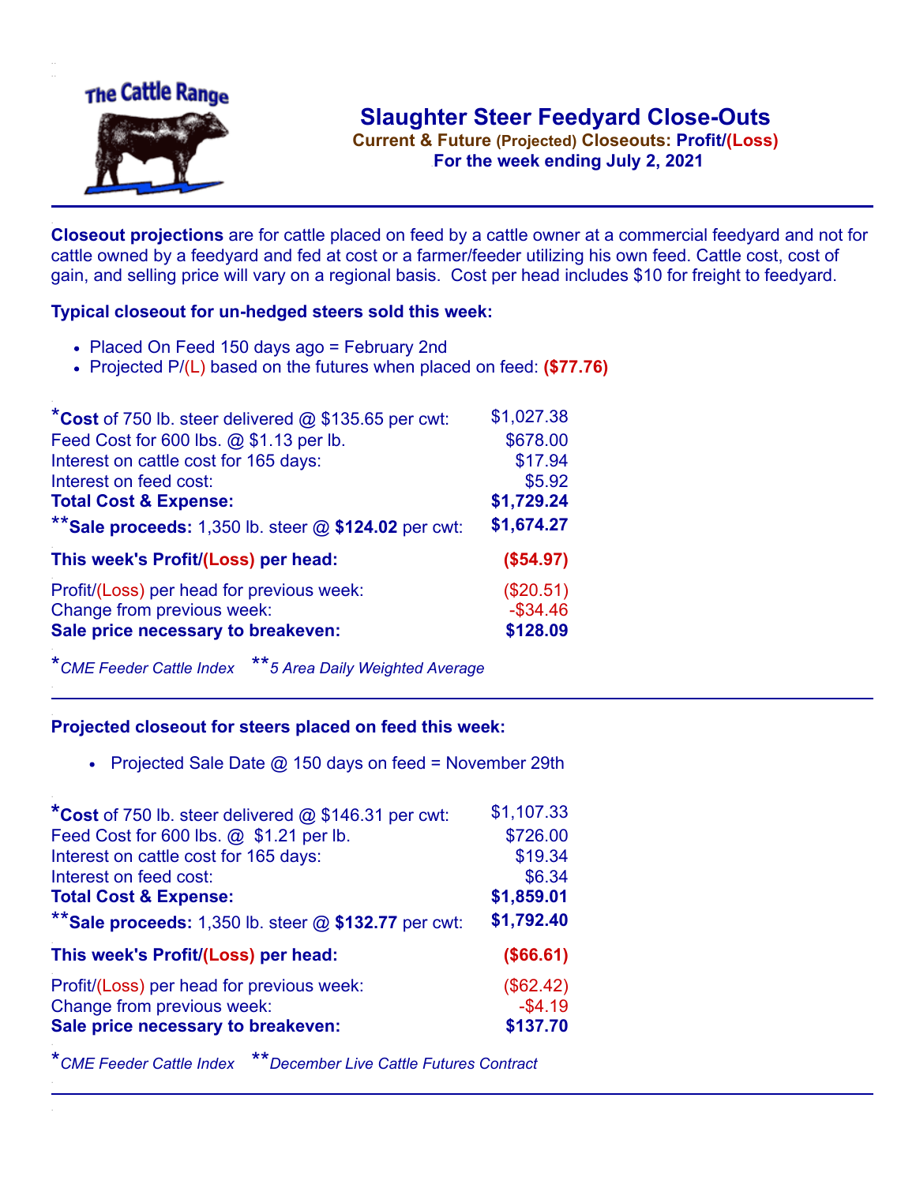The Cattle Range

# Slaughter Steer Feedyard Close-Outs

**Current & Future (Projected) Closeouts: Profit/(Loss)**

**For the week ending July 2, 2021**

**Closeout projections** are for cattle placed on feed by a cattle owner at a commercial feedyard and not for cattle owned by a feedyard and fed at cost or a farmer/feeder utilizing his own feed. Cattle cost, cost of gain, and selling price will vary on a regional basis. Cost per head includes $10 for freight to feedyard.

### Typical closeout for un-hedged steers sold this week:

- Placed On Feed 150 days ago = February 2nd
- Projected P/(L) based on the futures when placed on feed: **($77.76)**

| | |
|---|---|
| ***Cost** of 750 lb. steer delivered @ $135.65 per cwt: | $1,027.38 |
| Feed Cost for 600 lbs. @ $1.13 per lb. | $678.00 |
| Interest on cattle cost for 165 days: | $17.94 |
| Interest on feed cost: | $5.92 |
| **Total Cost & Expense:** | **$1,729.24** |
| ****Sale proceeds:** 1,350 lb. steer @ **$124.02** per cwt: | **$1,674.27** |
| **This week's Profit/(Loss) per head:** | **($54.97)** |
| Profit/(Loss) per head for previous week: | ($20.51) |
| Change from previous week: | -$34.46 |
| **Sale price necessary to breakeven:** | **$128.09** |

**CME Feeder Cattle Index* ***5 Area Daily Weighted Average*

### Projected closeout for steers placed on feed this week:

- Projected Sale Date @ 150 days on feed = November 29th

| | |
|---|---|
| ***Cost** of 750 lb. steer delivered @ $146.31 per cwt: | $1,107.33 |
| Feed Cost for 600 lbs. @ $1.21 per lb. | $726.00 |
| Interest on cattle cost for 165 days: | $19.34 |
| Interest on feed cost: | $6.34 |
| **Total Cost & Expense:** | **$1,859.01** |
| ****Sale proceeds:** 1,350 lb. steer @ **$132.77** per cwt: | **$1,792.40** |
| **This week's Profit/(Loss) per head:** | **($66.61)** |
| Profit/(Loss) per head for previous week: | ($62.42) |
| Change from previous week: | -$4.19 |
| **Sale price necessary to breakeven:** | **$137.70** |

**CME Feeder Cattle Index* ***December Live Cattle Futures Contract*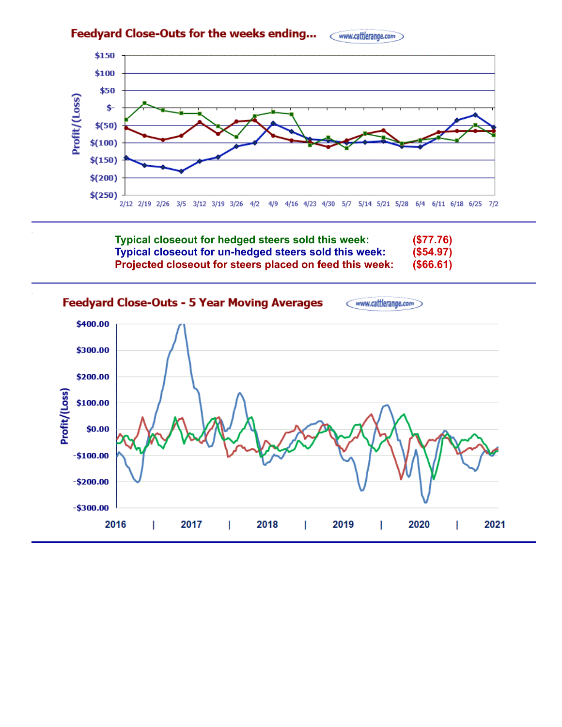## Feedyard Close-Outs for the weeks ending...

www.cattlerange.com

Profit/(Loss)

$150
$100
$50
$-
$(50)
$(100)
$(150)
$(200)
$(250)

2/12 2/19 2/26 3/5 3/12 3/19 3/26 4/2 4/9 4/16 4/23 4/30 5/7 5/14 5/21 5/28 6/4 6/11 6/18 6/25 7/2

---

**Typical closeout for hedged steers sold this week: ($77.76)**
**Typical closeout for un-hedged steers sold this week: ($54.97)**
**Projected closeout for steers placed on feed this week: ($66.61)**

---

## Feedyard Close-Outs - 5 Year Moving Averages

www.cattlerange.com

Profit/(Loss)

$400.00
$300.00
$200.00
$100.00
$0.00
-$100.00
-$200.00
-$300.00

2016 | 2017 | 2018 | 2019 | 2020 | 2021